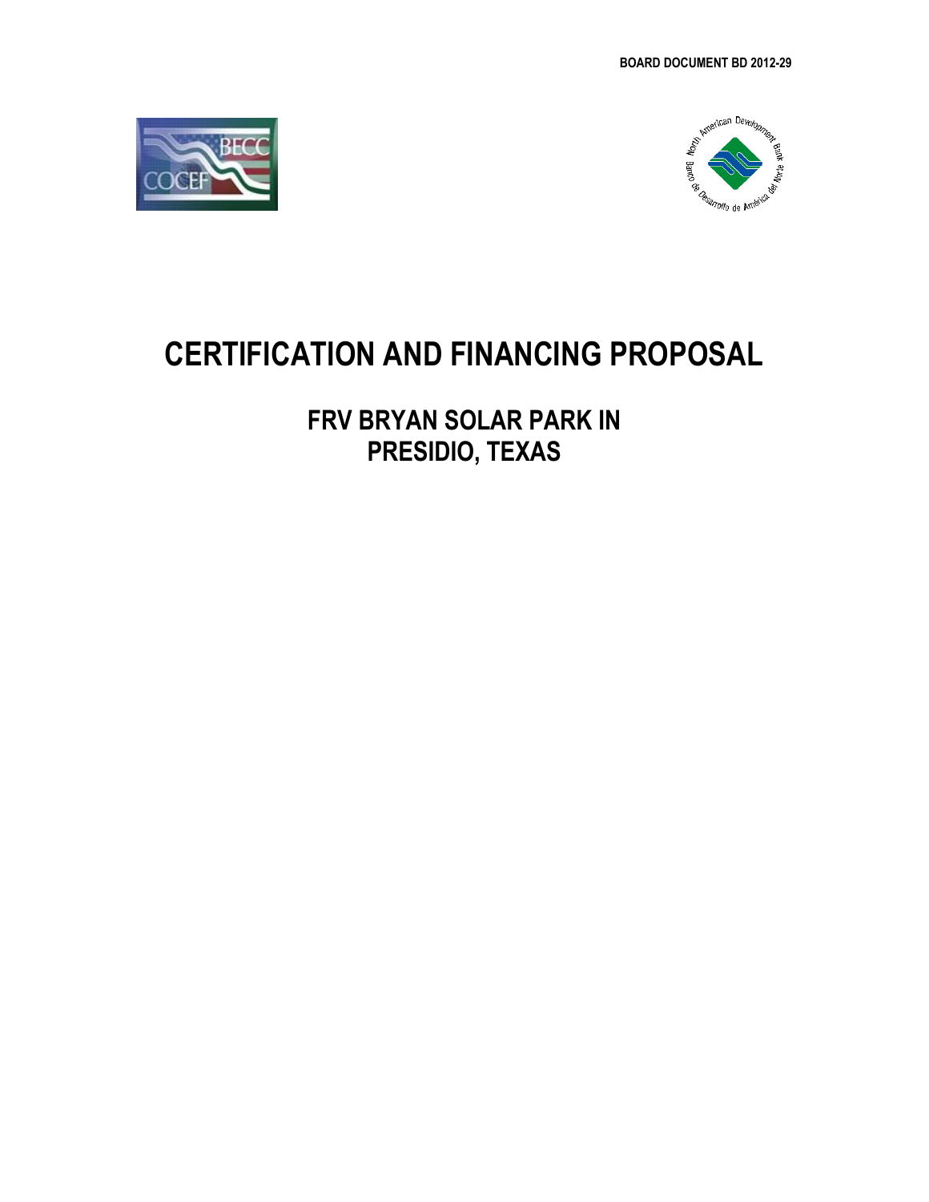BOARD DOCUMENT BD 2012-29

# CERTIFICATION AND FINANCING PROPOSAL

## FRV BRYAN SOLAR PARK IN PRESIDIO, TEXAS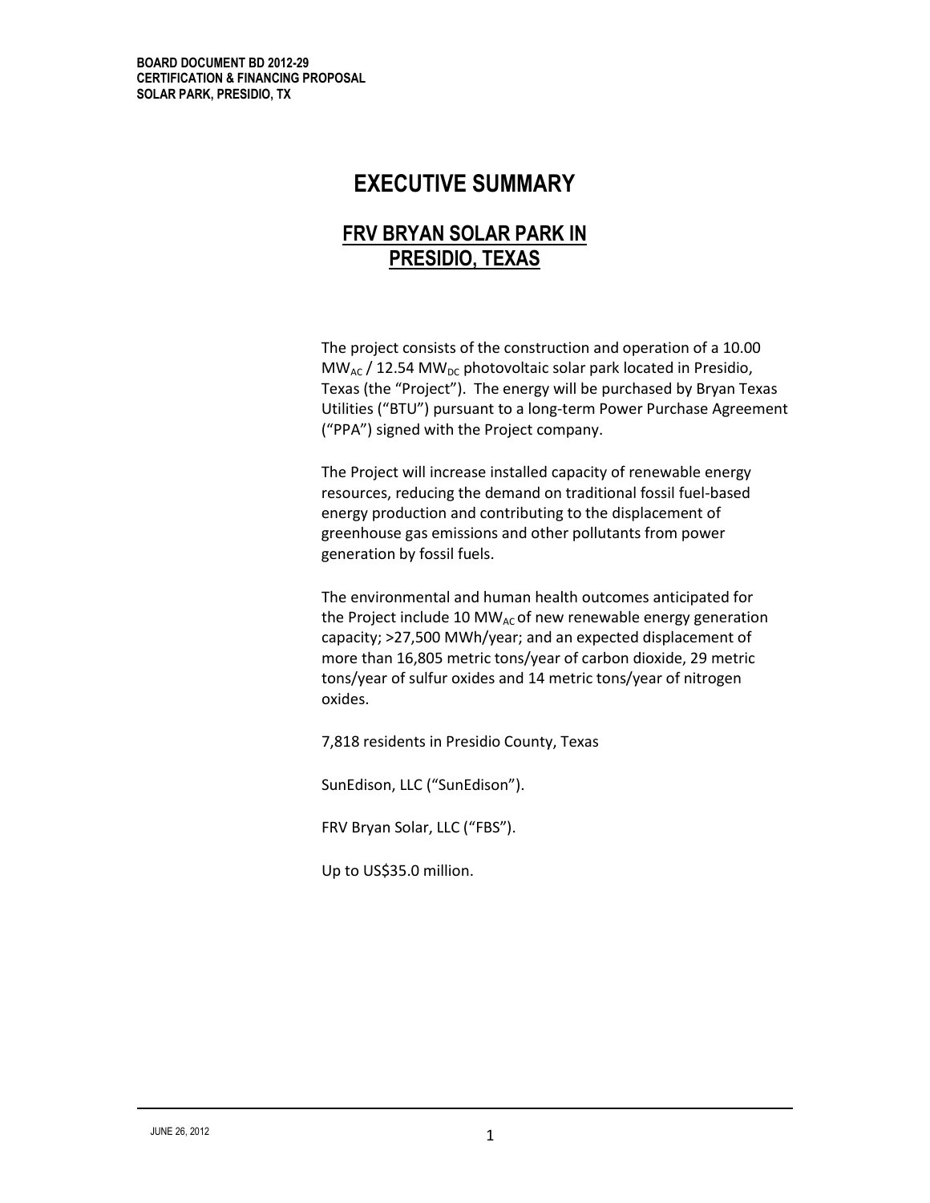# EXECUTIVE SUMMARY

## FRV BRYAN SOLAR PARK IN PRESIDIO, TEXAS

The project consists of the construction and operation of a 10.00 $MW_{AC}$ / 12.54 $MW_{DC}$ photovoltaic solar park located in Presidio, Texas (the "Project"). The energy will be purchased by Bryan Texas Utilities ("BTU") pursuant to a long-term Power Purchase Agreement ("PPA") signed with the Project company.

The Project will increase installed capacity of renewable energy resources, reducing the demand on traditional fossil fuel-based energy production and contributing to the displacement of greenhouse gas emissions and other pollutants from power generation by fossil fuels.

The environmental and human health outcomes anticipated for the Project include 10 $MW_{AC}$ of new renewable energy generation capacity; >27,500 MWh/year; and an expected displacement of more than 16,805 metric tons/year of carbon dioxide, 29 metric tons/year of sulfur oxides and 14 metric tons/year of nitrogen oxides.

7,818 residents in Presidio County, Texas

SunEdison, LLC ("SunEdison").

FRV Bryan Solar, LLC ("FBS").

Up to US$35.0 million.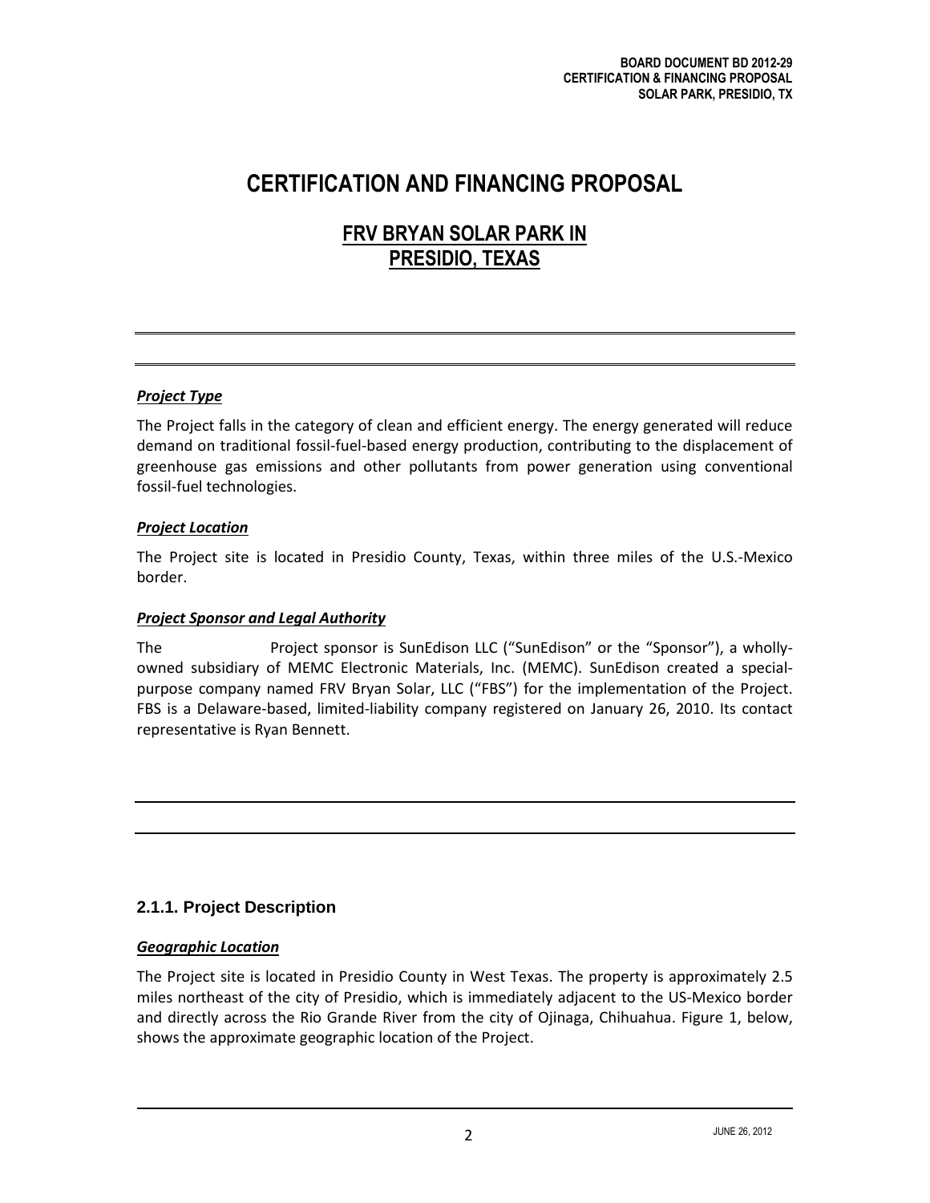# CERTIFICATION AND FINANCING PROPOSAL

## FRV BRYAN SOLAR PARK IN PRESIDIO, TEXAS

***Project Type***

The Project falls in the category of clean and efficient energy. The energy generated will reduce demand on traditional fossil-fuel-based energy production, contributing to the displacement of greenhouse gas emissions and other pollutants from power generation using conventional fossil-fuel technologies.

***Project Location***

The Project site is located in Presidio County, Texas, within three miles of the U.S.-Mexico border.

***Project Sponsor and Legal Authority***

The Project sponsor is SunEdison LLC ("SunEdison" or the "Sponsor"), a wholly-owned subsidiary of MEMC Electronic Materials, Inc. (MEMC). SunEdison created a special-purpose company named FRV Bryan Solar, LLC ("FBS") for the implementation of the Project. FBS is a Delaware-based, limited-liability company registered on January 26, 2010. Its contact representative is Ryan Bennett.

### 2.1.1. Project Description

***Geographic Location***

The Project site is located in Presidio County in West Texas. The property is approximately 2.5 miles northeast of the city of Presidio, which is immediately adjacent to the US-Mexico border and directly across the Rio Grande River from the city of Ojinaga, Chihuahua. Figure 1, below, shows the approximate geographic location of the Project.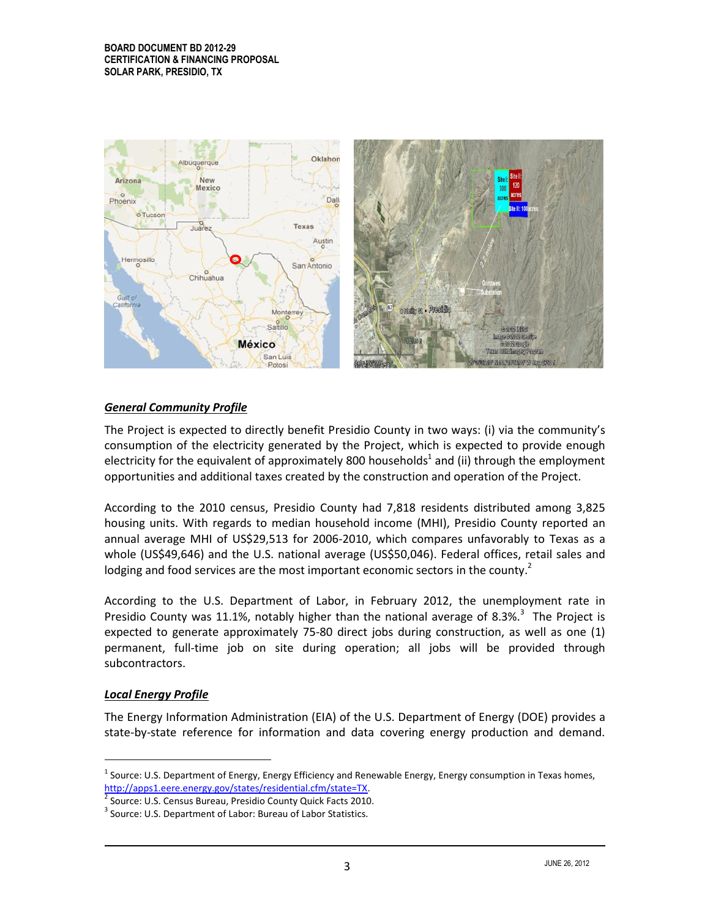## General Community Profile

The Project is expected to directly benefit Presidio County in two ways: (i) via the community's consumption of the electricity generated by the Project, which is expected to provide enough electricity for the equivalent of approximately 800 households[1] and (ii) through the employment opportunities and additional taxes created by the construction and operation of the Project.

According to the 2010 census, Presidio County had 7,818 residents distributed among 3,825 housing units. With regards to median household income (MHI), Presidio County reported an annual average MHI of US$29,513 for 2006-2010, which compares unfavorably to Texas as a whole (US$49,646) and the U.S. national average (US$50,046). Federal offices, retail sales and lodging and food services are the most important economic sectors in the county.[2]

According to the U.S. Department of Labor, in February 2012, the unemployment rate in Presidio County was 11.1%, notably higher than the national average of 8.3%.[3] The Project is expected to generate approximately 75-80 direct jobs during construction, as well as one (1) permanent, full-time job on site during operation; all jobs will be provided through subcontractors.

## Local Energy Profile

The Energy Information Administration (EIA) of the U.S. Department of Energy (DOE) provides a state-by-state reference for information and data covering energy production and demand.

---

[1] Source: U.S. Department of Energy, Energy Efficiency and Renewable Energy, Energy consumption in Texas homes, http://apps1.eere.energy.gov/states/residential.cfm/state=TX.

[2] Source: U.S. Census Bureau, Presidio County Quick Facts 2010.

[3] Source: U.S. Department of Labor: Bureau of Labor Statistics.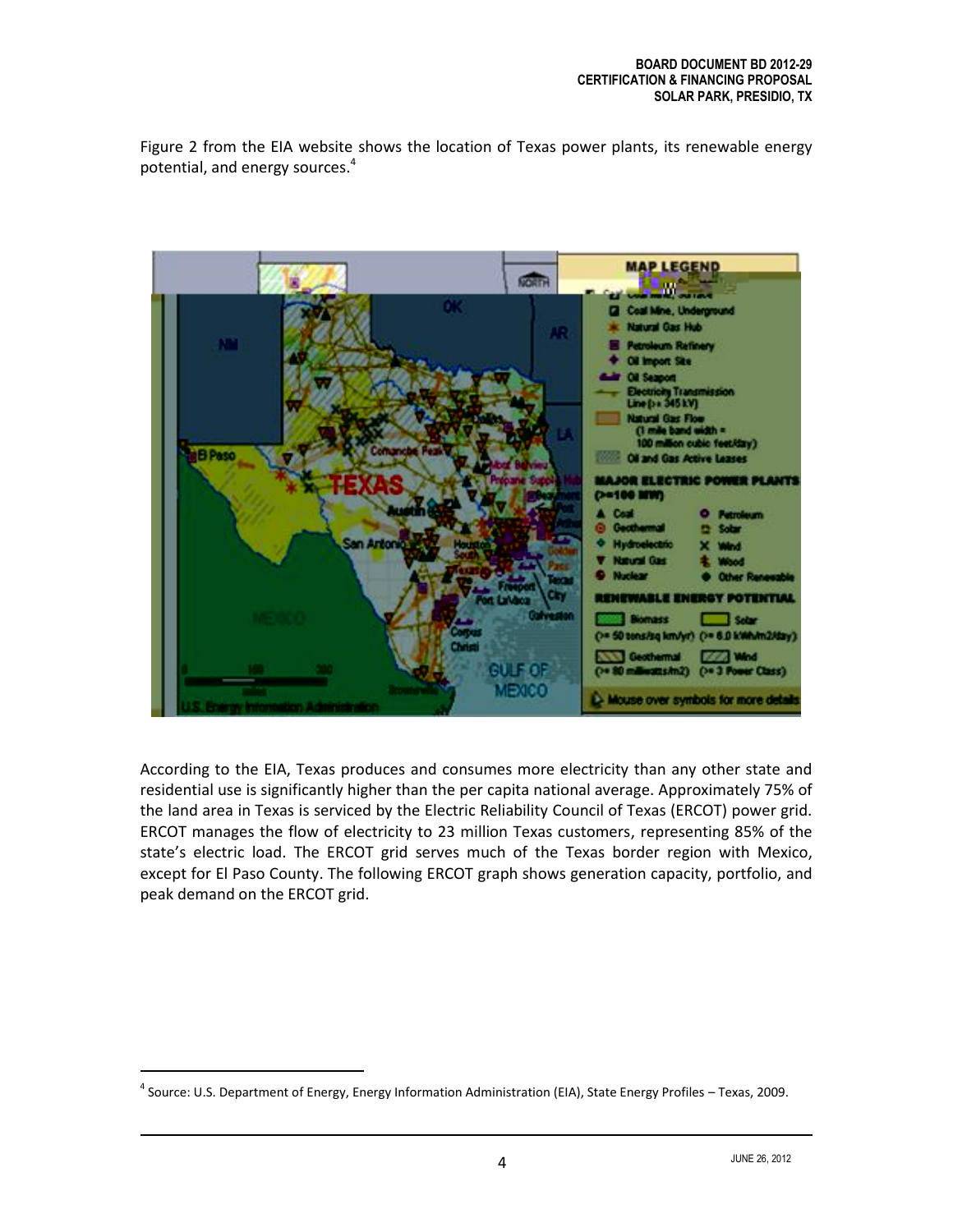Figure 2 from the EIA website shows the location of Texas power plants, its renewable energy potential, and energy sources.[4]

According to the EIA, Texas produces and consumes more electricity than any other state and residential use is significantly higher than the per capita national average. Approximately 75% of the land area in Texas is serviced by the Electric Reliability Council of Texas (ERCOT) power grid. ERCOT manages the flow of electricity to 23 million Texas customers, representing 85% of the state's electric load. The ERCOT grid serves much of the Texas border region with Mexico, except for El Paso County. The following ERCOT graph shows generation capacity, portfolio, and peak demand on the ERCOT grid.

[4] Source: U.S. Department of Energy, Energy Information Administration (EIA), State Energy Profiles – Texas, 2009.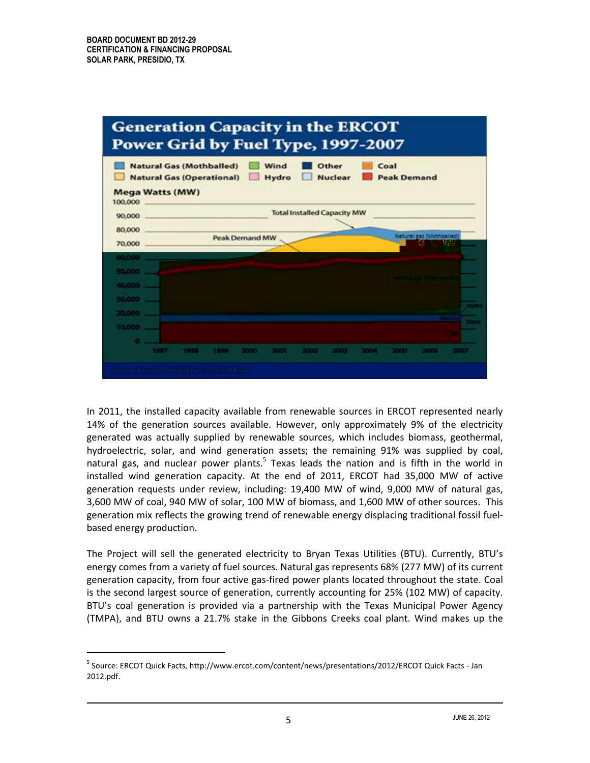**Generation Capacity in the ERCOT Power Grid by Fuel Type, 1997-2007**

In 2011, the installed capacity available from renewable sources in ERCOT represented nearly 14% of the generation sources available. However, only approximately 9% of the electricity generated was actually supplied by renewable sources, which includes biomass, geothermal, hydroelectric, solar, and wind generation assets; the remaining 91% was supplied by coal, natural gas, and nuclear power plants.[5] Texas leads the nation and is fifth in the world in installed wind generation capacity. At the end of 2011, ERCOT had 35,000 MW of active generation requests under review, including: 19,400 MW of wind, 9,000 MW of natural gas, 3,600 MW of coal, 940 MW of solar, 100 MW of biomass, and 1,600 MW of other sources. This generation mix reflects the growing trend of renewable energy displacing traditional fossil fuel-based energy production.

The Project will sell the generated electricity to Bryan Texas Utilities (BTU). Currently, BTU's energy comes from a variety of fuel sources. Natural gas represents 68% (277 MW) of its current generation capacity, from four active gas-fired power plants located throughout the state. Coal is the second largest source of generation, currently accounting for 25% (102 MW) of capacity. BTU's coal generation is provided via a partnership with the Texas Municipal Power Agency (TMPA), and BTU owns a 21.7% stake in the Gibbons Creeks coal plant. Wind makes up the

[5] Source: ERCOT Quick Facts, http://www.ercot.com/content/news/presentations/2012/ERCOT Quick Facts - Jan 2012.pdf.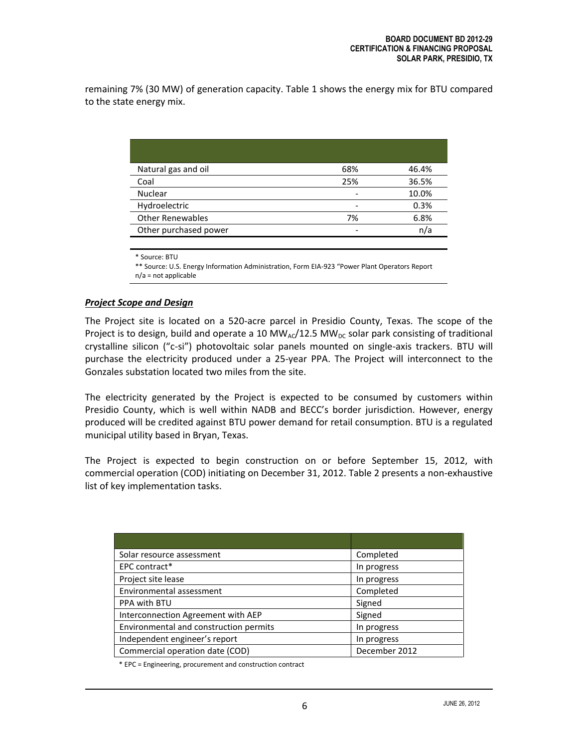remaining 7% (30 MW) of generation capacity. Table 1 shows the energy mix for BTU compared to the state energy mix.

| | | |
|---|---|---|
| Natural gas and oil | 68% | 46.4% |
| Coal | 25% | 36.5% |
| Nuclear | - | 10.0% |
| Hydroelectric | - | 0.3% |
| Other Renewables | 7% | 6.8% |
| Other purchased power | - | n/a |

\* Source: BTU
\** Source: U.S. Energy Information Administration, Form EIA-923 "Power Plant Operators Report
n/a = not applicable

***Project Scope and Design***

The Project site is located on a 520-acre parcel in Presidio County, Texas. The scope of the Project is to design, build and operate a 10 $MW_{AC}$/12.5 $MW_{DC}$ solar park consisting of traditional crystalline silicon ("c-si") photovoltaic solar panels mounted on single-axis trackers. BTU will purchase the electricity produced under a 25-year PPA. The Project will interconnect to the Gonzales substation located two miles from the site.

The electricity generated by the Project is expected to be consumed by customers within Presidio County, which is well within NADB and BECC's border jurisdiction. However, energy produced will be credited against BTU power demand for retail consumption. BTU is a regulated municipal utility based in Bryan, Texas.

The Project is expected to begin construction on or before September 15, 2012, with commercial operation (COD) initiating on December 31, 2012. Table 2 presents a non-exhaustive list of key implementation tasks.

| | |
|---|---|
| Solar resource assessment | Completed |
| EPC contract* | In progress |
| Project site lease | In progress |
| Environmental assessment | Completed |
| PPA with BTU | Signed |
| Interconnection Agreement with AEP | Signed |
| Environmental and construction permits | In progress |
| Independent engineer's report | In progress |
| Commercial operation date (COD) | December 2012 |

\* EPC = Engineering, procurement and construction contract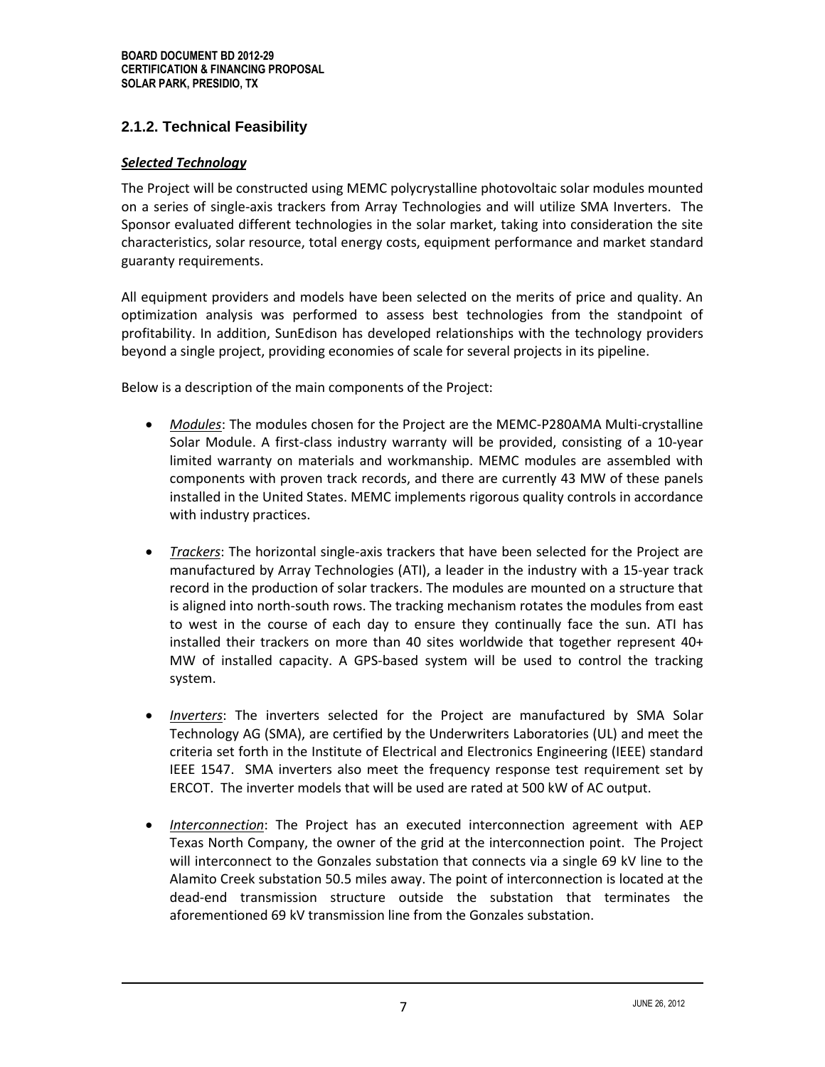## 2.1.2. Technical Feasibility

***Selected Technology***

The Project will be constructed using MEMC polycrystalline photovoltaic solar modules mounted on a series of single-axis trackers from Array Technologies and will utilize SMA Inverters. The Sponsor evaluated different technologies in the solar market, taking into consideration the site characteristics, solar resource, total energy costs, equipment performance and market standard guaranty requirements.

All equipment providers and models have been selected on the merits of price and quality. An optimization analysis was performed to assess best technologies from the standpoint of profitability. In addition, SunEdison has developed relationships with the technology providers beyond a single project, providing economies of scale for several projects in its pipeline.

Below is a description of the main components of the Project:

- *Modules*: The modules chosen for the Project are the MEMC-P280AMA Multi-crystalline Solar Module. A first-class industry warranty will be provided, consisting of a 10-year limited warranty on materials and workmanship. MEMC modules are assembled with components with proven track records, and there are currently 43 MW of these panels installed in the United States. MEMC implements rigorous quality controls in accordance with industry practices.

- *Trackers*: The horizontal single-axis trackers that have been selected for the Project are manufactured by Array Technologies (ATI), a leader in the industry with a 15-year track record in the production of solar trackers. The modules are mounted on a structure that is aligned into north-south rows. The tracking mechanism rotates the modules from east to west in the course of each day to ensure they continually face the sun. ATI has installed their trackers on more than 40 sites worldwide that together represent 40+ MW of installed capacity. A GPS-based system will be used to control the tracking system.

- *Inverters*: The inverters selected for the Project are manufactured by SMA Solar Technology AG (SMA), are certified by the Underwriters Laboratories (UL) and meet the criteria set forth in the Institute of Electrical and Electronics Engineering (IEEE) standard IEEE 1547. SMA inverters also meet the frequency response test requirement set by ERCOT. The inverter models that will be used are rated at 500 kW of AC output.

- *Interconnection*: The Project has an executed interconnection agreement with AEP Texas North Company, the owner of the grid at the interconnection point. The Project will interconnect to the Gonzales substation that connects via a single 69 kV line to the Alamito Creek substation 50.5 miles away. The point of interconnection is located at the dead-end transmission structure outside the substation that terminates the aforementioned 69 kV transmission line from the Gonzales substation.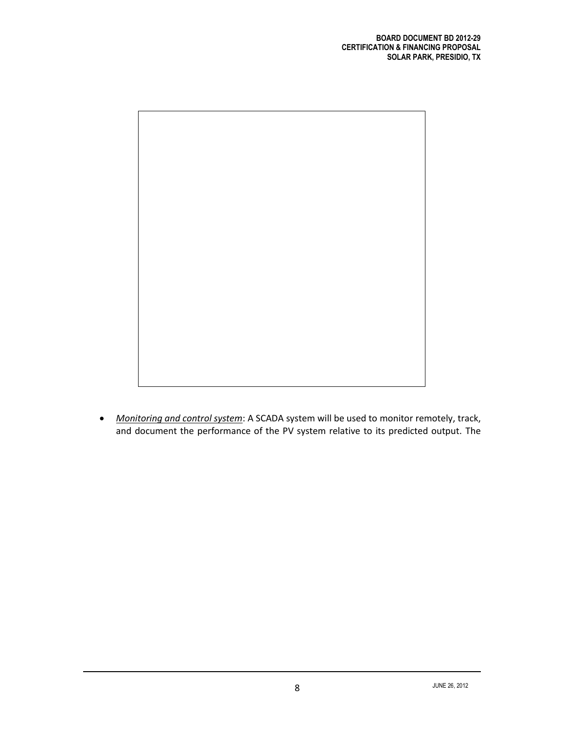- *Monitoring and control system*: A SCADA system will be used to monitor remotely, track, and document the performance of the PV system relative to its predicted output. The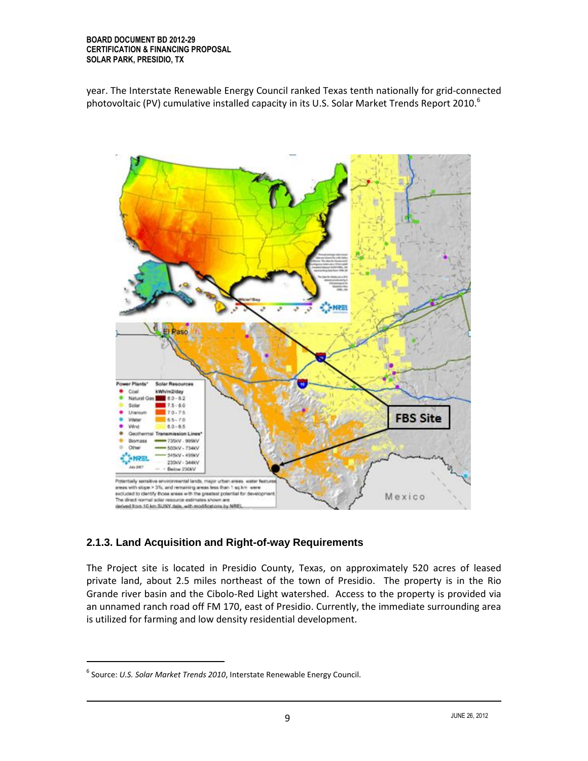year. The Interstate Renewable Energy Council ranked Texas tenth nationally for grid-connected photovoltaic (PV) cumulative installed capacity in its U.S. Solar Market Trends Report 2010.[6]

### 2.1.3. Land Acquisition and Right-of-way Requirements

The Project site is located in Presidio County, Texas, on approximately 520 acres of leased private land, about 2.5 miles northeast of the town of Presidio. The property is in the Rio Grande river basin and the Cibolo-Red Light watershed. Access to the property is provided via an unnamed ranch road off FM 170, east of Presidio. Currently, the immediate surrounding area is utilized for farming and low density residential development.

---

[6] Source: *U.S. Solar Market Trends 2010*, Interstate Renewable Energy Council.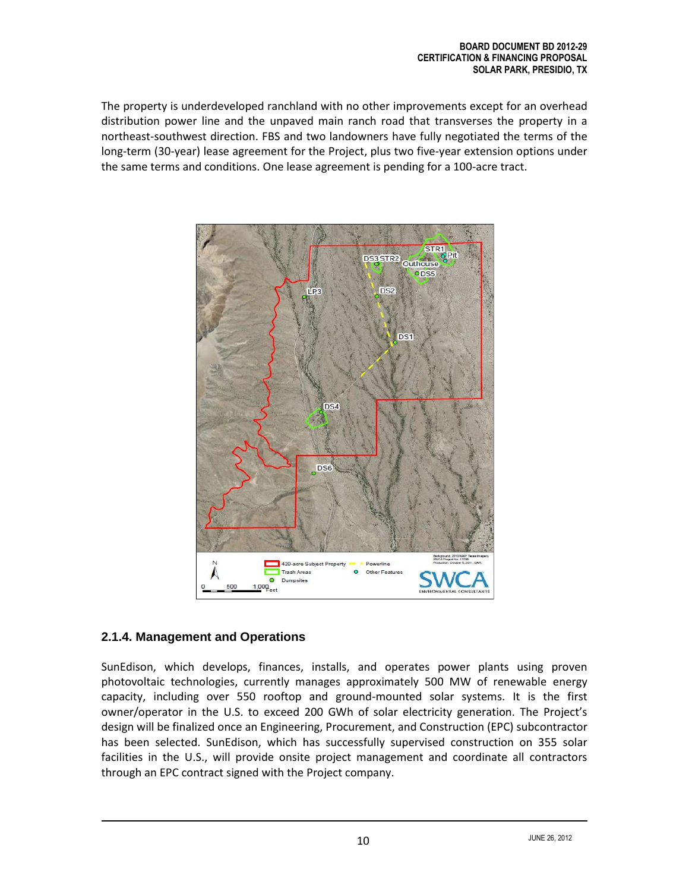The property is underdeveloped ranchland with no other improvements except for an overhead distribution power line and the unpaved main ranch road that transverses the property in a northeast-southwest direction. FBS and two landowners have fully negotiated the terms of the long-term (30-year) lease agreement for the Project, plus two five-year extension options under the same terms and conditions. One lease agreement is pending for a 100-acre tract.

### 2.1.4. Management and Operations

SunEdison, which develops, finances, installs, and operates power plants using proven photovoltaic technologies, currently manages approximately 500 MW of renewable energy capacity, including over 550 rooftop and ground-mounted solar systems. It is the first owner/operator in the U.S. to exceed 200 GWh of solar electricity generation. The Project's design will be finalized once an Engineering, Procurement, and Construction (EPC) subcontractor has been selected. SunEdison, which has successfully supervised construction on 355 solar facilities in the U.S., will provide onsite project management and coordinate all contractors through an EPC contract signed with the Project company.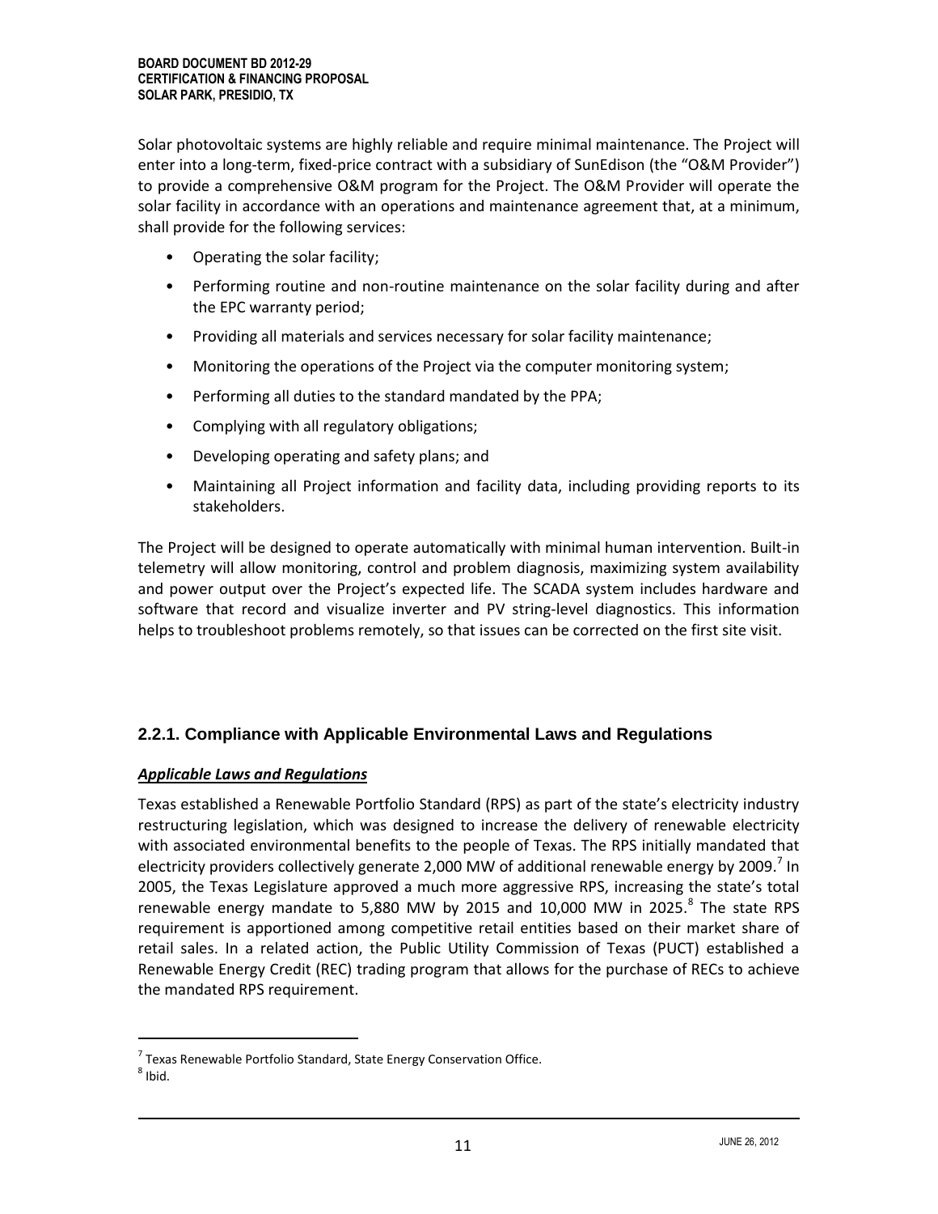Solar photovoltaic systems are highly reliable and require minimal maintenance. The Project will enter into a long-term, fixed-price contract with a subsidiary of SunEdison (the "O&M Provider") to provide a comprehensive O&M program for the Project. The O&M Provider will operate the solar facility in accordance with an operations and maintenance agreement that, at a minimum, shall provide for the following services:

- Operating the solar facility;
- Performing routine and non-routine maintenance on the solar facility during and after the EPC warranty period;
- Providing all materials and services necessary for solar facility maintenance;
- Monitoring the operations of the Project via the computer monitoring system;
- Performing all duties to the standard mandated by the PPA;
- Complying with all regulatory obligations;
- Developing operating and safety plans; and
- Maintaining all Project information and facility data, including providing reports to its stakeholders.

The Project will be designed to operate automatically with minimal human intervention. Built-in telemetry will allow monitoring, control and problem diagnosis, maximizing system availability and power output over the Project's expected life. The SCADA system includes hardware and software that record and visualize inverter and PV string-level diagnostics. This information helps to troubleshoot problems remotely, so that issues can be corrected on the first site visit.

### 2.2.1. Compliance with Applicable Environmental Laws and Regulations

***Applicable Laws and Regulations***

Texas established a Renewable Portfolio Standard (RPS) as part of the state's electricity industry restructuring legislation, which was designed to increase the delivery of renewable electricity with associated environmental benefits to the people of Texas. The RPS initially mandated that electricity providers collectively generate 2,000 MW of additional renewable energy by 2009.[7] In 2005, the Texas Legislature approved a much more aggressive RPS, increasing the state's total renewable energy mandate to 5,880 MW by 2015 and 10,000 MW in 2025.[8] The state RPS requirement is apportioned among competitive retail entities based on their market share of retail sales. In a related action, the Public Utility Commission of Texas (PUCT) established a Renewable Energy Credit (REC) trading program that allows for the purchase of RECs to achieve the mandated RPS requirement.

[7] Texas Renewable Portfolio Standard, State Energy Conservation Office.

[8] Ibid.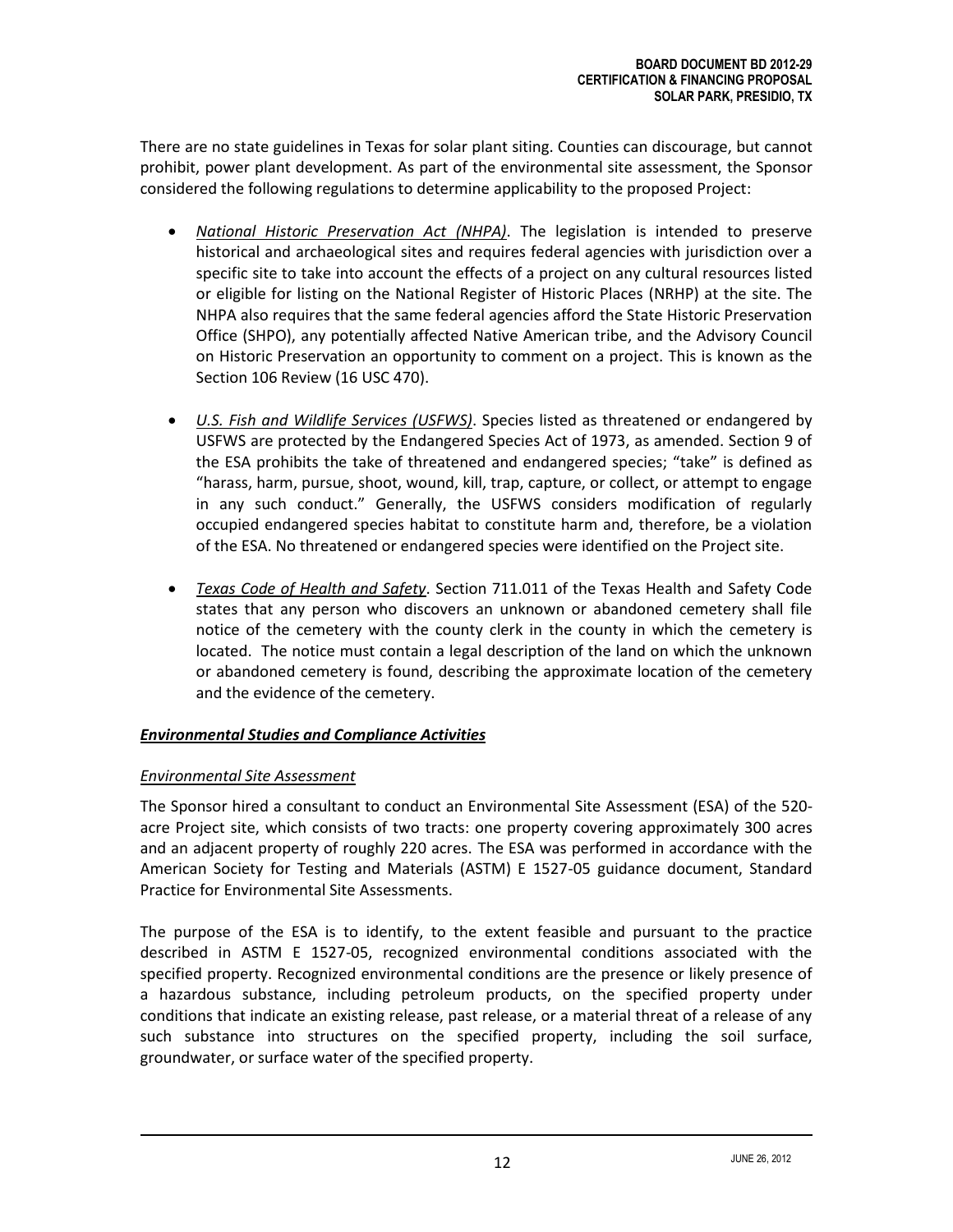There are no state guidelines in Texas for solar plant siting. Counties can discourage, but cannot prohibit, power plant development. As part of the environmental site assessment, the Sponsor considered the following regulations to determine applicability to the proposed Project:

- *National Historic Preservation Act (NHPA)*. The legislation is intended to preserve historical and archaeological sites and requires federal agencies with jurisdiction over a specific site to take into account the effects of a project on any cultural resources listed or eligible for listing on the National Register of Historic Places (NRHP) at the site. The NHPA also requires that the same federal agencies afford the State Historic Preservation Office (SHPO), any potentially affected Native American tribe, and the Advisory Council on Historic Preservation an opportunity to comment on a project. This is known as the Section 106 Review (16 USC 470).

- *U.S. Fish and Wildlife Services (USFWS)*. Species listed as threatened or endangered by USFWS are protected by the Endangered Species Act of 1973, as amended. Section 9 of the ESA prohibits the take of threatened and endangered species; "take" is defined as "harass, harm, pursue, shoot, wound, kill, trap, capture, or collect, or attempt to engage in any such conduct." Generally, the USFWS considers modification of regularly occupied endangered species habitat to constitute harm and, therefore, be a violation of the ESA. No threatened or endangered species were identified on the Project site.

- *Texas Code of Health and Safety*. Section 711.011 of the Texas Health and Safety Code states that any person who discovers an unknown or abandoned cemetery shall file notice of the cemetery with the county clerk in the county in which the cemetery is located. The notice must contain a legal description of the land on which the unknown or abandoned cemetery is found, describing the approximate location of the cemetery and the evidence of the cemetery.

***Environmental Studies and Compliance Activities***

*Environmental Site Assessment*

The Sponsor hired a consultant to conduct an Environmental Site Assessment (ESA) of the 520-acre Project site, which consists of two tracts: one property covering approximately 300 acres and an adjacent property of roughly 220 acres. The ESA was performed in accordance with the American Society for Testing and Materials (ASTM) E 1527-05 guidance document, Standard Practice for Environmental Site Assessments.

The purpose of the ESA is to identify, to the extent feasible and pursuant to the practice described in ASTM E 1527-05, recognized environmental conditions associated with the specified property. Recognized environmental conditions are the presence or likely presence of a hazardous substance, including petroleum products, on the specified property under conditions that indicate an existing release, past release, or a material threat of a release of any such substance into structures on the specified property, including the soil surface, groundwater, or surface water of the specified property.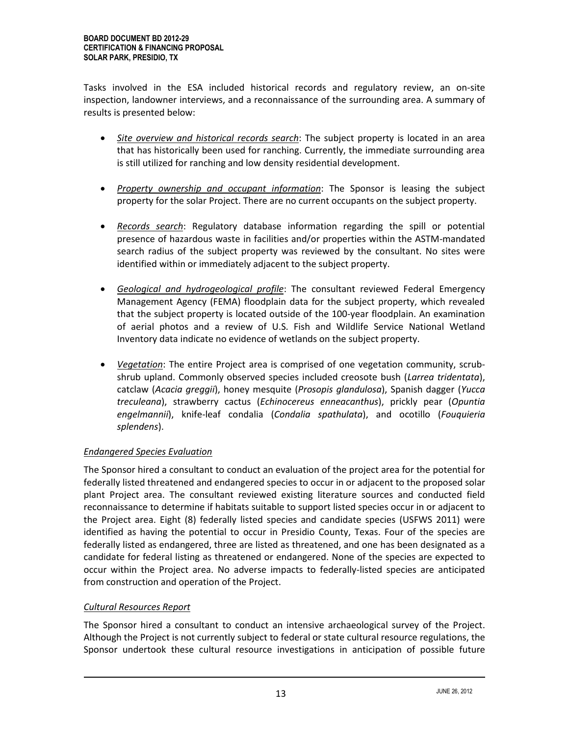Tasks involved in the ESA included historical records and regulatory review, an on-site inspection, landowner interviews, and a reconnaissance of the surrounding area. A summary of results is presented below:

- *Site overview and historical records search*: The subject property is located in an area that has historically been used for ranching. Currently, the immediate surrounding area is still utilized for ranching and low density residential development.
- *Property ownership and occupant information*: The Sponsor is leasing the subject property for the solar Project. There are no current occupants on the subject property.
- *Records search*: Regulatory database information regarding the spill or potential presence of hazardous waste in facilities and/or properties within the ASTM-mandated search radius of the subject property was reviewed by the consultant. No sites were identified within or immediately adjacent to the subject property.
- *Geological and hydrogeological profile*: The consultant reviewed Federal Emergency Management Agency (FEMA) floodplain data for the subject property, which revealed that the subject property is located outside of the 100-year floodplain. An examination of aerial photos and a review of U.S. Fish and Wildlife Service National Wetland Inventory data indicate no evidence of wetlands on the subject property.
- *Vegetation*: The entire Project area is comprised of one vegetation community, scrub-shrub upland. Commonly observed species included creosote bush (*Larrea tridentata*), catclaw (*Acacia greggii*), honey mesquite (*Prosopis glandulosa*), Spanish dagger (*Yucca treculeana*), strawberry cactus (*Echinocereus enneacanthus*), prickly pear (*Opuntia engelmannii*), knife-leaf condalia (*Condalia spathulata*), and ocotillo (*Fouquieria splendens*).

*Endangered Species Evaluation*

The Sponsor hired a consultant to conduct an evaluation of the project area for the potential for federally listed threatened and endangered species to occur in or adjacent to the proposed solar plant Project area. The consultant reviewed existing literature sources and conducted field reconnaissance to determine if habitats suitable to support listed species occur in or adjacent to the Project area. Eight (8) federally listed species and candidate species (USFWS 2011) were identified as having the potential to occur in Presidio County, Texas. Four of the species are federally listed as endangered, three are listed as threatened, and one has been designated as a candidate for federal listing as threatened or endangered. None of the species are expected to occur within the Project area. No adverse impacts to federally-listed species are anticipated from construction and operation of the Project.

*Cultural Resources Report*

The Sponsor hired a consultant to conduct an intensive archaeological survey of the Project. Although the Project is not currently subject to federal or state cultural resource regulations, the Sponsor undertook these cultural resource investigations in anticipation of possible future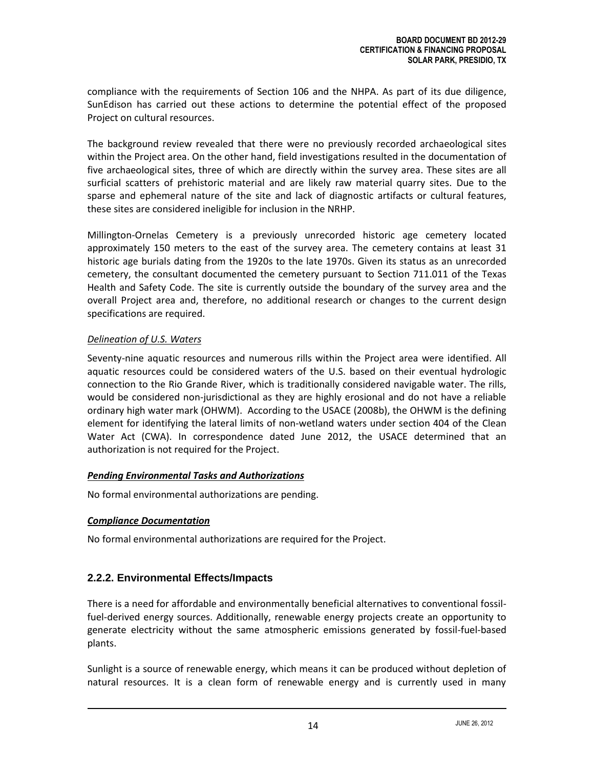compliance with the requirements of Section 106 and the NHPA. As part of its due diligence, SunEdison has carried out these actions to determine the potential effect of the proposed Project on cultural resources.

The background review revealed that there were no previously recorded archaeological sites within the Project area. On the other hand, field investigations resulted in the documentation of five archaeological sites, three of which are directly within the survey area. These sites are all surficial scatters of prehistoric material and are likely raw material quarry sites. Due to the sparse and ephemeral nature of the site and lack of diagnostic artifacts or cultural features, these sites are considered ineligible for inclusion in the NRHP.

Millington-Ornelas Cemetery is a previously unrecorded historic age cemetery located approximately 150 meters to the east of the survey area. The cemetery contains at least 31 historic age burials dating from the 1920s to the late 1970s. Given its status as an unrecorded cemetery, the consultant documented the cemetery pursuant to Section 711.011 of the Texas Health and Safety Code. The site is currently outside the boundary of the survey area and the overall Project area and, therefore, no additional research or changes to the current design specifications are required.

*Delineation of U.S. Waters*

Seventy-nine aquatic resources and numerous rills within the Project area were identified. All aquatic resources could be considered waters of the U.S. based on their eventual hydrologic connection to the Rio Grande River, which is traditionally considered navigable water. The rills, would be considered non-jurisdictional as they are highly erosional and do not have a reliable ordinary high water mark (OHWM). According to the USACE (2008b), the OHWM is the defining element for identifying the lateral limits of non-wetland waters under section 404 of the Clean Water Act (CWA). In correspondence dated June 2012, the USACE determined that an authorization is not required for the Project.

***Pending Environmental Tasks and Authorizations***

No formal environmental authorizations are pending.

***Compliance Documentation***

No formal environmental authorizations are required for the Project.

### 2.2.2. Environmental Effects/Impacts

There is a need for affordable and environmentally beneficial alternatives to conventional fossil-fuel-derived energy sources. Additionally, renewable energy projects create an opportunity to generate electricity without the same atmospheric emissions generated by fossil-fuel-based plants.

Sunlight is a source of renewable energy, which means it can be produced without depletion of natural resources. It is a clean form of renewable energy and is currently used in many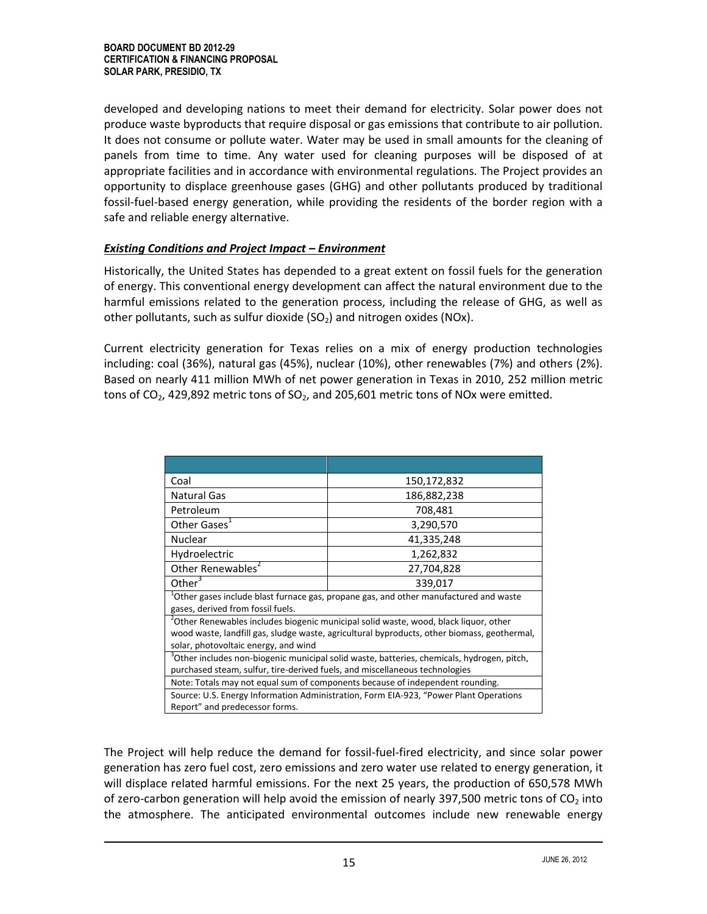developed and developing nations to meet their demand for electricity. Solar power does not produce waste byproducts that require disposal or gas emissions that contribute to air pollution. It does not consume or pollute water. Water may be used in small amounts for the cleaning of panels from time to time. Any water used for cleaning purposes will be disposed of at appropriate facilities and in accordance with environmental regulations. The Project provides an opportunity to displace greenhouse gases (GHG) and other pollutants produced by traditional fossil-fuel-based energy generation, while providing the residents of the border region with a safe and reliable energy alternative.

***Existing Conditions and Project Impact – Environment***

Historically, the United States has depended to a great extent on fossil fuels for the generation of energy. This conventional energy development can affect the natural environment due to the harmful emissions related to the generation process, including the release of GHG, as well as other pollutants, such as sulfur dioxide ($SO_2$) and nitrogen oxides (NOx).

Current electricity generation for Texas relies on a mix of energy production technologies including: coal (36%), natural gas (45%), nuclear (10%), other renewables (7%) and others (2%). Based on nearly 411 million MWh of net power generation in Texas in 2010, 252 million metric tons of $CO_2$, 429,892 metric tons of $SO_2$, and 205,601 metric tons of NOx were emitted.

| | |
|---|---|
| Coal | 150,172,832 |
| Natural Gas | 186,882,238 |
| Petroleum | 708,481 |
| Other Gases[1] | 3,290,570 |
| Nuclear | 41,335,248 |
| Hydroelectric | 1,262,832 |
| Other Renewables[2] | 27,704,828 |
| Other[3] | 339,017 |

[1]Other gases include blast furnace gas, propane gas, and other manufactured and waste gases, derived from fossil fuels.

[2]Other Renewables includes biogenic municipal solid waste, wood, black liquor, other wood waste, landfill gas, sludge waste, agricultural byproducts, other biomass, geothermal, solar, photovoltaic energy, and wind

[3]Other includes non-biogenic municipal solid waste, batteries, chemicals, hydrogen, pitch, purchased steam, sulfur, tire-derived fuels, and miscellaneous technologies

Note: Totals may not equal sum of components because of independent rounding.

Source: U.S. Energy Information Administration, Form EIA-923, "Power Plant Operations Report" and predecessor forms.

The Project will help reduce the demand for fossil-fuel-fired electricity, and since solar power generation has zero fuel cost, zero emissions and zero water use related to energy generation, it will displace related harmful emissions. For the next 25 years, the production of 650,578 MWh of zero-carbon generation will help avoid the emission of nearly 397,500 metric tons of $CO_2$ into the atmosphere. The anticipated environmental outcomes include new renewable energy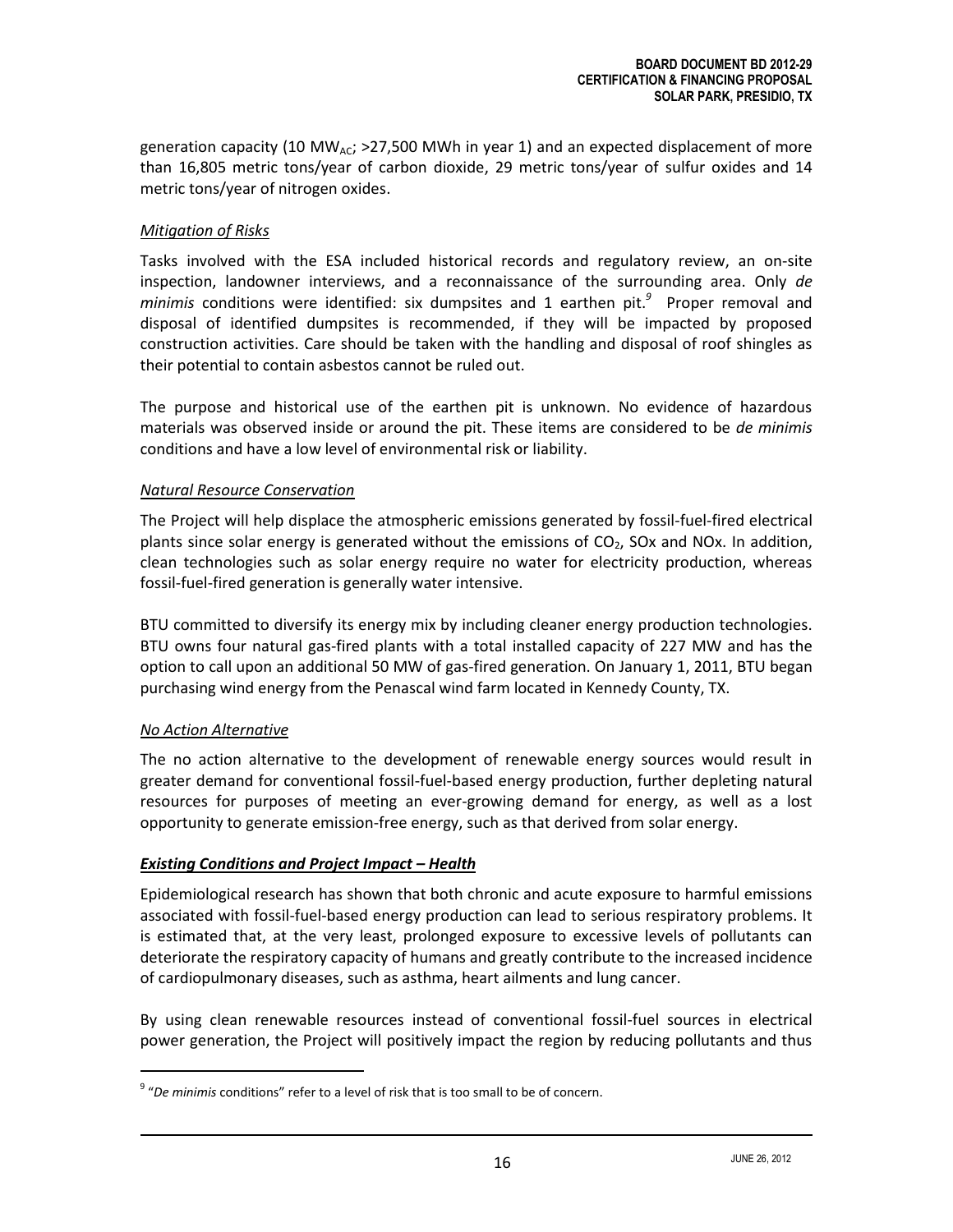generation capacity (10 $MW_{AC}$; >27,500 MWh in year 1) and an expected displacement of more than 16,805 metric tons/year of carbon dioxide, 29 metric tons/year of sulfur oxides and 14 metric tons/year of nitrogen oxides.

*Mitigation of Risks*

Tasks involved with the ESA included historical records and regulatory review, an on-site inspection, landowner interviews, and a reconnaissance of the surrounding area. Only *de minimis* conditions were identified: six dumpsites and 1 earthen pit.[9] Proper removal and disposal of identified dumpsites is recommended, if they will be impacted by proposed construction activities. Care should be taken with the handling and disposal of roof shingles as their potential to contain asbestos cannot be ruled out.

The purpose and historical use of the earthen pit is unknown. No evidence of hazardous materials was observed inside or around the pit. These items are considered to be *de minimis* conditions and have a low level of environmental risk or liability.

*Natural Resource Conservation*

The Project will help displace the atmospheric emissions generated by fossil-fuel-fired electrical plants since solar energy is generated without the emissions of $CO_2$, SOx and NOx. In addition, clean technologies such as solar energy require no water for electricity production, whereas fossil-fuel-fired generation is generally water intensive.

BTU committed to diversify its energy mix by including cleaner energy production technologies. BTU owns four natural gas-fired plants with a total installed capacity of 227 MW and has the option to call upon an additional 50 MW of gas-fired generation. On January 1, 2011, BTU began purchasing wind energy from the Penascal wind farm located in Kennedy County, TX.

*No Action Alternative*

The no action alternative to the development of renewable energy sources would result in greater demand for conventional fossil-fuel-based energy production, further depleting natural resources for purposes of meeting an ever-growing demand for energy, as well as a lost opportunity to generate emission-free energy, such as that derived from solar energy.

***Existing Conditions and Project Impact – Health***

Epidemiological research has shown that both chronic and acute exposure to harmful emissions associated with fossil-fuel-based energy production can lead to serious respiratory problems. It is estimated that, at the very least, prolonged exposure to excessive levels of pollutants can deteriorate the respiratory capacity of humans and greatly contribute to the increased incidence of cardiopulmonary diseases, such as asthma, heart ailments and lung cancer.

By using clean renewable resources instead of conventional fossil-fuel sources in electrical power generation, the Project will positively impact the region by reducing pollutants and thus

[9] "*De minimis* conditions" refer to a level of risk that is too small to be of concern.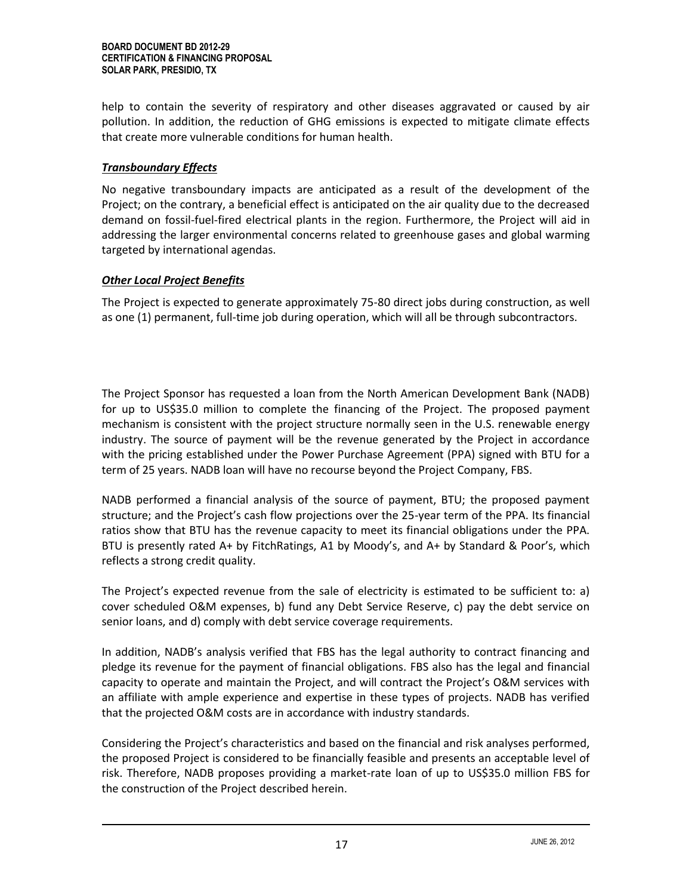help to contain the severity of respiratory and other diseases aggravated or caused by air pollution. In addition, the reduction of GHG emissions is expected to mitigate climate effects that create more vulnerable conditions for human health.

***Transboundary Effects***

No negative transboundary impacts are anticipated as a result of the development of the Project; on the contrary, a beneficial effect is anticipated on the air quality due to the decreased demand on fossil-fuel-fired electrical plants in the region. Furthermore, the Project will aid in addressing the larger environmental concerns related to greenhouse gases and global warming targeted by international agendas.

***Other Local Project Benefits***

The Project is expected to generate approximately 75-80 direct jobs during construction, as well as one (1) permanent, full-time job during operation, which will all be through subcontractors.

The Project Sponsor has requested a loan from the North American Development Bank (NADB) for up to US$35.0 million to complete the financing of the Project. The proposed payment mechanism is consistent with the project structure normally seen in the U.S. renewable energy industry. The source of payment will be the revenue generated by the Project in accordance with the pricing established under the Power Purchase Agreement (PPA) signed with BTU for a term of 25 years. NADB loan will have no recourse beyond the Project Company, FBS.

NADB performed a financial analysis of the source of payment, BTU; the proposed payment structure; and the Project's cash flow projections over the 25-year term of the PPA. Its financial ratios show that BTU has the revenue capacity to meet its financial obligations under the PPA. BTU is presently rated A+ by FitchRatings, A1 by Moody's, and A+ by Standard & Poor's, which reflects a strong credit quality.

The Project's expected revenue from the sale of electricity is estimated to be sufficient to: a) cover scheduled O&M expenses, b) fund any Debt Service Reserve, c) pay the debt service on senior loans, and d) comply with debt service coverage requirements.

In addition, NADB's analysis verified that FBS has the legal authority to contract financing and pledge its revenue for the payment of financial obligations. FBS also has the legal and financial capacity to operate and maintain the Project, and will contract the Project's O&M services with an affiliate with ample experience and expertise in these types of projects. NADB has verified that the projected O&M costs are in accordance with industry standards.

Considering the Project's characteristics and based on the financial and risk analyses performed, the proposed Project is considered to be financially feasible and presents an acceptable level of risk. Therefore, NADB proposes providing a market-rate loan of up to US$35.0 million FBS for the construction of the Project described herein.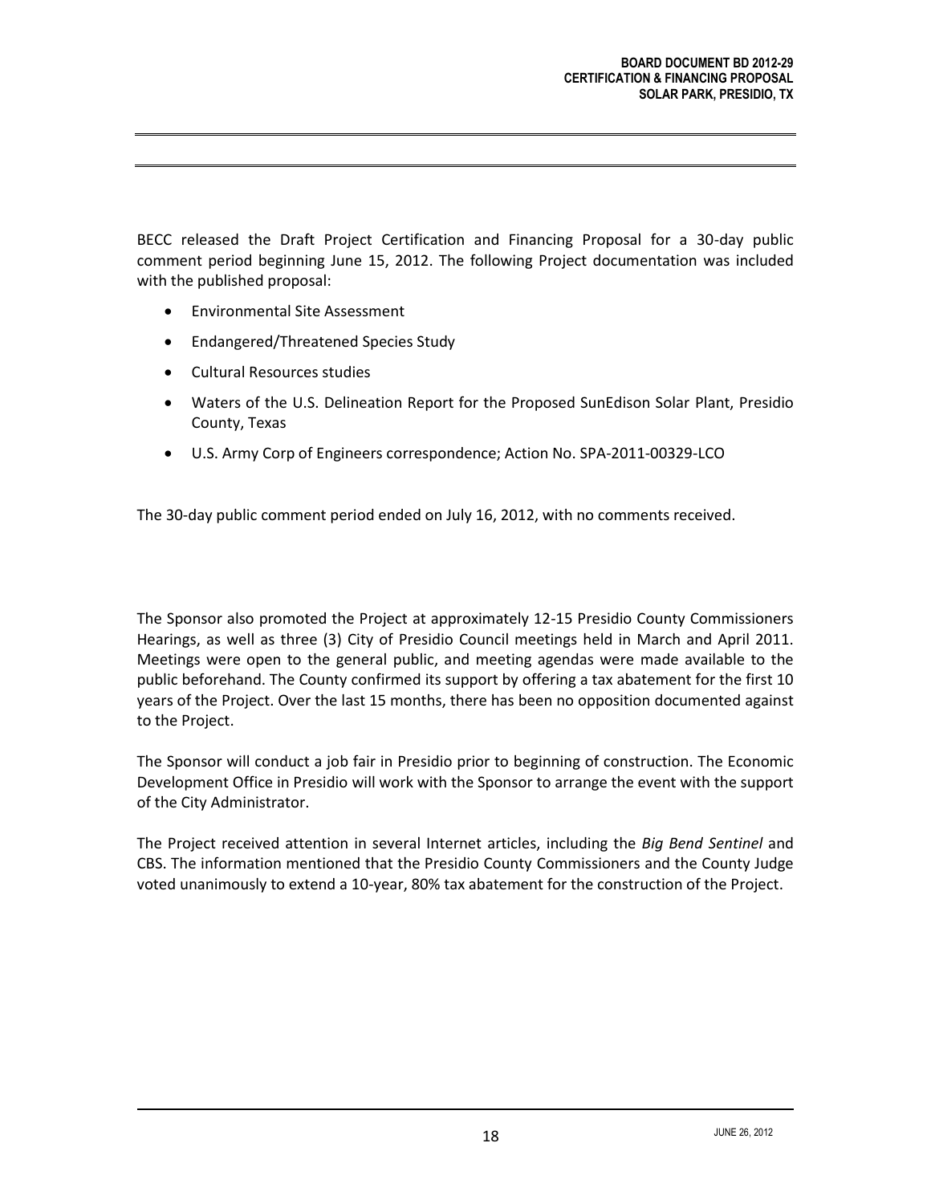BECC released the Draft Project Certification and Financing Proposal for a 30-day public comment period beginning June 15, 2012. The following Project documentation was included with the published proposal:

- Environmental Site Assessment
- Endangered/Threatened Species Study
- Cultural Resources studies
- Waters of the U.S. Delineation Report for the Proposed SunEdison Solar Plant, Presidio County, Texas
- U.S. Army Corp of Engineers correspondence; Action No. SPA-2011-00329-LCO

The 30-day public comment period ended on July 16, 2012, with no comments received.

The Sponsor also promoted the Project at approximately 12-15 Presidio County Commissioners Hearings, as well as three (3) City of Presidio Council meetings held in March and April 2011. Meetings were open to the general public, and meeting agendas were made available to the public beforehand. The County confirmed its support by offering a tax abatement for the first 10 years of the Project. Over the last 15 months, there has been no opposition documented against to the Project.

The Sponsor will conduct a job fair in Presidio prior to beginning of construction. The Economic Development Office in Presidio will work with the Sponsor to arrange the event with the support of the City Administrator.

The Project received attention in several Internet articles, including the *Big Bend Sentinel* and CBS. The information mentioned that the Presidio County Commissioners and the County Judge voted unanimously to extend a 10-year, 80% tax abatement for the construction of the Project.